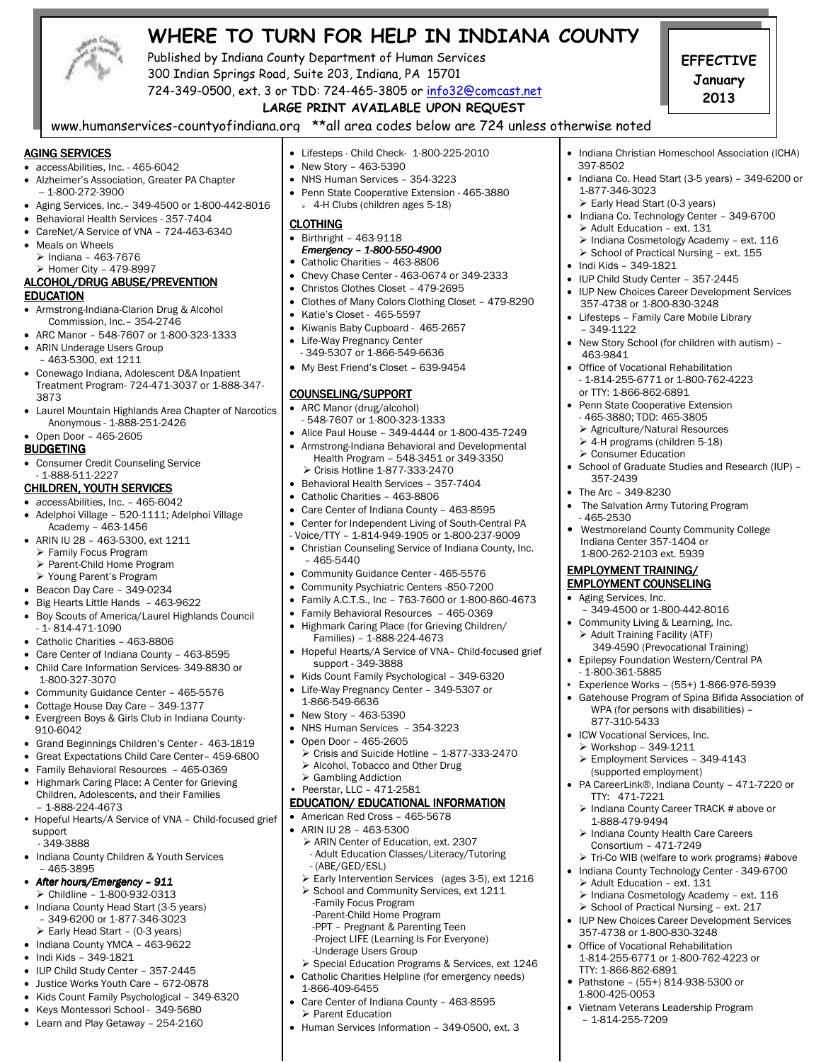# WHERE TO TURN FOR HELP IN INDIANA COUNTY

Published by Indiana County Department of Human Services
300 Indian Springs Road, Suite 203, Indiana, PA 15701
724-349-0500, ext. 3 or TDD: 724-465-3805 or info32@comcast.net

**LARGE PRINT AVAILABLE UPON REQUEST**

**EFFECTIVE January 2013**

www.humanservices-countyofindiana.org **all area codes below are 724 unless otherwise noted

## AGING SERVICES

- accessAbilities, Inc. - 465-6042
- Alzheimer's Association, Greater PA Chapter – 1-800-272-3900
- Aging Services, Inc.– 349-4500 or 1-800-442-8016
- Behavioral Health Services - 357-7404
- CareNet/A Service of VNA – 724-463-6340
- Meals on Wheels
  - Indiana – 463-7676
  - Homer City – 479-8997

## ALCOHOL/DRUG ABUSE/PREVENTION EDUCATION

- Armstrong-Indiana-Clarion Drug & Alcohol Commission, Inc.– 354-2746
- ARC Manor – 548-7607 or 1-800-323-1333
- ARIN Underage Users Group – 463-5300, ext 1211
- Conewago Indiana, Adolescent D&A Inpatient Treatment Program- 724-471-3037 or 1-888-347-3873
- Laurel Mountain Highlands Area Chapter of Narcotics Anonymous - 1-888-251-2426
- Open Door – 465-2605

## BUDGETING

- Consumer Credit Counseling Service - 1-888-511-2227

## CHILDREN, YOUTH SERVICES

- accessAbilities, Inc. – 465-6042
- Adelphoi Village – 520-1111; Adelphoi Village Academy – 463-1456
- ARIN IU 28 – 463-5300, ext 1211
  - Family Focus Program
  - Parent-Child Home Program
  - Young Parent's Program
- Beacon Day Care – 349-0234
- Big Hearts Little Hands – 463-9622
- Boy Scouts of America/Laurel Highlands Council - 1- 814-471-1090
- Catholic Charities – 463-8806
- Care Center of Indiana County – 463-8595
- Child Care Information Services- 349-8830 or 1-800-327-3070
- Community Guidance Center – 465-5576
- Cottage House Day Care – 349-1377
- Evergreen Boys & Girls Club in Indiana County- 910-6042
- Grand Beginnings Children's Center - 463-1819
- Great Expectations Child Care Center– 459-6800
- Family Behavioral Resources – 465-0369
- Highmark Caring Place: A Center for Grieving Children, Adolescents, and their Families – 1-888-224-4673
- Hopeful Hearts/A Service of VNA – Child-focused grief support - 349-3888
- Indiana County Children & Youth Services – 465-3895
- ***After hours/Emergency – 911***
  - Childline – 1-800-932-0313
- Indiana County Head Start (3-5 years) – 349-6200 or 1-877-346-3023
  - Early Head Start – (0-3 years)
- Indiana County YMCA – 463-9622
- Indi Kids – 349-1821
- IUP Child Study Center – 357-2445
- Justice Works Youth Care – 672-0878
- Kids Count Family Psychological – 349-6320
- Keys Montessori School - 349-5680
- Learn and Play Getaway – 254-2160
- Lifesteps - Child Check- 1-800-225-2010
- New Story – 463-5390
- NHS Human Services – 354-3223
- Penn State Cooperative Extension - 465-3880
  - 4-H Clubs (children ages 5-18)

## CLOTHING

- Birthright – 463-9118
  ***Emergency – 1-800-550-4900***
- Catholic Charities – 463-8806
- Chevy Chase Center - 463-0674 or 349-2333
- Christos Clothes Closet – 479-2695
- Clothes of Many Colors Clothing Closet – 479-8290
- Katie's Closet - 465-5597
- Kiwanis Baby Cupboard - 465-2657
- Life-Way Pregnancy Center - 349-5307 or 1-866-549-6636
- My Best Friend's Closet – 639-9454

## COUNSELING/SUPPORT

- ARC Manor (drug/alcohol) - 548-7607 or 1-800-323-1333
- Alice Paul House – 349-4444 or 1-800-435-7249
- Armstrong-Indiana Behavioral and Developmental Health Program – 548-3451 or 349-3350
  - Crisis Hotline 1-877-333-2470
- Behavioral Health Services – 357-7404
- Catholic Charities – 463-8806
- Care Center of Indiana County – 463-8595
- Center for Independent Living of South-Central PA - Voice/TTY – 1-814-949-1905 or 1-800-237-9009
- Christian Counseling Service of Indiana County, Inc. – 465-5440
- Community Guidance Center - 465-5576
- Community Psychiatric Centers -850-7200
- Family A.C.T.S., Inc – 763-7600 or 1-800-860-4673
- Family Behavioral Resources – 465-0369
- Highmark Caring Place (for Grieving Children/ Families) – 1-888-224-4673
- Hopeful Hearts/A Service of VNA– Child-focused grief support - 349-3888
- Kids Count Family Psychological – 349-6320
- Life-Way Pregnancy Center – 349-5307 or 1-866-549-6636
- New Story – 463-5390
- NHS Human Services – 354-3223
- Open Door – 465-2605
  - Crisis and Suicide Hotline – 1-877-333-2470
  - Alcohol, Tobacco and Other Drug
  - Gambling Addiction
- Peerstar, LLC – 471-2581

## EDUCATION/ EDUCATIONAL INFORMATION

- American Red Cross – 465-5678
- ARIN IU 28 – 463-5300
  - ARIN Center of Education, ext. 2307
    - Adult Education Classes/Literacy/Tutoring
    - (ABE/GED/ESL)
  - Early Intervention Services (ages 3-5), ext 1216
  - School and Community Services, ext 1211
    - Family Focus Program
    - Parent-Child Home Program
    - PPT – Pregnant & Parenting Teen
    - Project LIFE (Learning Is For Everyone)
    - Underage Users Group
  - Special Education Programs & Services, ext 1246
- Catholic Charities Helpline (for emergency needs) 1-866-409-6455
- Care Center of Indiana County – 463-8595
  - Parent Education
- Human Services Information – 349-0500, ext. 3
- Indiana Christian Homeschool Association (ICHA) 397-8502
- Indiana Co. Head Start (3-5 years) – 349-6200 or 1-877-346-3023
  - Early Head Start (0-3 years)
- Indiana Co. Technology Center – 349-6700
  - Adult Education – ext. 131
  - Indiana Cosmetology Academy – ext. 116
  - School of Practical Nursing – ext. 155
- Indi Kids – 349-1821
- IUP Child Study Center – 357-2445
- IUP New Choices Career Development Services 357-4738 or 1-800-830-3248
- Lifesteps – Family Care Mobile Library – 349-1122
- New Story School (for children with autism) – 463-9841
- Office of Vocational Rehabilitation - 1-814-255-6771 or 1-800-762-4223 or TTY: 1-866-862-6891
- Penn State Cooperative Extension - 465-3880; TDD: 465-3805
  - Agriculture/Natural Resources
  - 4-H programs (children 5-18)
  - Consumer Education
- School of Graduate Studies and Research (IUP) – 357-2439
- The Arc – 349-8230
- The Salvation Army Tutoring Program - 465-2530
- Westmoreland County Community College Indiana Center 357-1404 or 1-800-262-2103 ext. 5939

## EMPLOYMENT TRAINING/ EMPLOYMENT COUNSELING

- Aging Services, Inc. – 349-4500 or 1-800-442-8016
- Community Living & Learning, Inc.
  - Adult Training Facility (ATF) 349-4590 (Prevocational Training)
- Epilepsy Foundation Western/Central PA - 1-800-361-5885
- Experience Works – (55+) 1-866-976-5939
- Gatehouse Program of Spina Bifida Association of WPA (for persons with disabilities) – 877-310-5433
- ICW Vocational Services, Inc.
  - Workshop – 349-1211
  - Employment Services – 349-4143 (supported employment)
- PA CareerLink®, Indiana County – 471-7220 or TTY: 471-7221
  - Indiana County Career TRACK # above or 1-888-479-9494
  - Indiana County Health Care Careers Consortium – 471-7249
  - Tri-Co WIB (welfare to work programs) #above
- Indiana County Technology Center - 349-6700
  - Adult Education – ext. 131
  - Indiana Cosmetology Academy – ext. 116
  - School of Practical Nursing – ext. 217
- IUP New Choices Career Development Services 357-4738 or 1-800-830-3248
- Office of Vocational Rehabilitation 1-814-255-6771 or 1-800-762-4223 or TTY: 1-866-862-6891
- Pathstone – (55+) 814-938-5300 or 1-800-425-0053
- Vietnam Veterans Leadership Program – 1-814-255-7209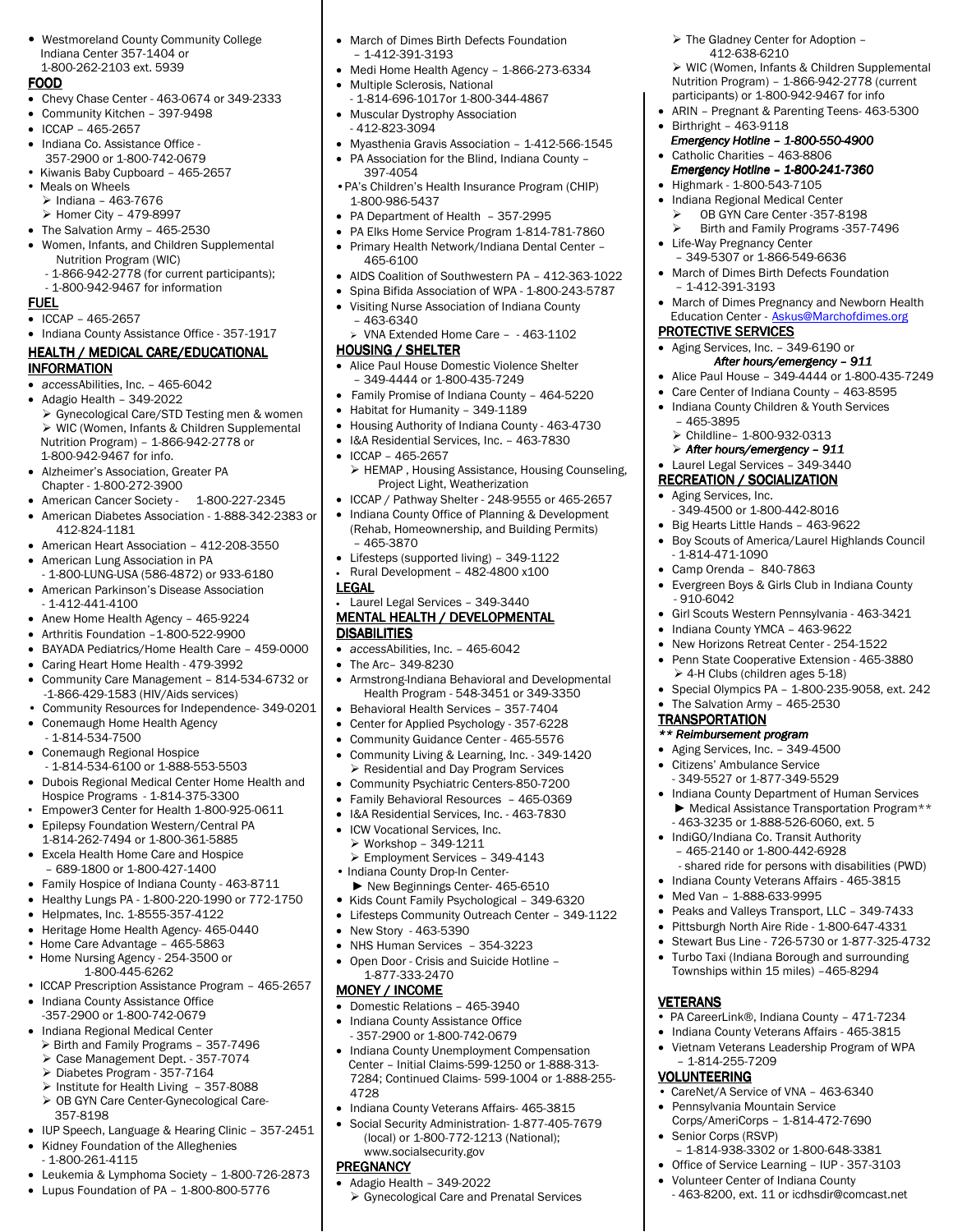- Westmoreland County Community College Indiana Center 357-1404 or 1-800-262-2103 ext. 5939

## FOOD

- Chevy Chase Center - 463-0674 or 349-2333
- Community Kitchen – 397-9498
- ICCAP – 465-2657
- Indiana Co. Assistance Office - 357-2900 or 1-800-742-0679
- Kiwanis Baby Cupboard – 465-2657
- Meals on Wheels
  - Indiana – 463-7676
  - Homer City – 479-8997
- The Salvation Army – 465-2530
- Women, Infants, and Children Supplemental Nutrition Program (WIC)
  - 1-866-942-2778 (for current participants);
  - 1-800-942-9467 for information

## FUEL

- ICCAP – 465-2657
- Indiana County Assistance Office - 357-1917

## HEALTH / MEDICAL CARE/EDUCATIONAL INFORMATION

- *access*Abilities, Inc. – 465-6042
- Adagio Health – 349-2022
  - Gynecological Care/STD Testing men & women
  - WIC (Women, Infants & Children Supplemental Nutrition Program) – 1-866-942-2778 or 1-800-942-9467 for info.
- Alzheimer's Association, Greater PA Chapter - 1-800-272-3900
- American Cancer Society - 1-800-227-2345
- American Diabetes Association - 1-888-342-2383 or 412-824-1181
- American Heart Association – 412-208-3550
- American Lung Association in PA - 1-800-LUNG-USA (586-4872) or 933-6180
- American Parkinson's Disease Association - 1-412-441-4100
- Anew Home Health Agency – 465-9224
- Arthritis Foundation –1-800-522-9900
- BAYADA Pediatrics/Home Health Care – 459-0000
- Caring Heart Home Health - 479-3992
- Community Care Management – 814-534-6732 or -1-866-429-1583 (HIV/Aids services)
- Community Resources for Independence- 349-0201
- Conemaugh Home Health Agency - 1-814-534-7500
- Conemaugh Regional Hospice - 1-814-534-6100 or 1-888-553-5503
- Dubois Regional Medical Center Home Health and Hospice Programs - 1-814-375-3300
- Empower3 Center for Health 1-800-925-0611
- Epilepsy Foundation Western/Central PA 1-814-262-7494 or 1-800-361-5885
- Excela Health Home Care and Hospice – 689-1800 or 1-800-427-1400
- Family Hospice of Indiana County - 463-8711
- Healthy Lungs PA - 1-800-220-1990 or 772-1750
- Helpmates, Inc. 1-8555-357-4122
- Heritage Home Health Agency- 465-0440
- Home Care Advantage – 465-5863
- Home Nursing Agency - 254-3500 or 1-800-445-6262
- ICCAP Prescription Assistance Program – 465-2657
- Indiana County Assistance Office -357-2900 or 1-800-742-0679
- Indiana Regional Medical Center
  - Birth and Family Programs – 357-7496
  - Case Management Dept. - 357-7074
  - Diabetes Program - 357-7164
  - Institute for Health Living – 357-8088
  - OB GYN Care Center-Gynecological Care- 357-8198
- IUP Speech, Language & Hearing Clinic – 357-2451
- Kidney Foundation of the Alleghenies - 1-800-261-4115
- Leukemia & Lymphoma Society – 1-800-726-2873
- Lupus Foundation of PA – 1-800-800-5776
- March of Dimes Birth Defects Foundation – 1-412-391-3193
- Medi Home Health Agency – 1-866-273-6334
- Multiple Sclerosis, National - 1-814-696-1017or 1-800-344-4867
- Muscular Dystrophy Association - 412-823-3094
- Myasthenia Gravis Association – 1-412-566-1545
- PA Association for the Blind, Indiana County – 397-4054
- PA's Children's Health Insurance Program (CHIP) 1-800-986-5437
- PA Department of Health – 357-2995
- PA Elks Home Service Program 1-814-781-7860
- Primary Health Network/Indiana Dental Center – 465-6100
- AIDS Coalition of Southwestern PA – 412-363-1022
- Spina Bifida Association of WPA - 1-800-243-5787
- Visiting Nurse Association of Indiana County – 463-6340
  - VNA Extended Home Care – - 463-1102

## HOUSING / SHELTER

- Alice Paul House Domestic Violence Shelter – 349-4444 or 1-800-435-7249
- Family Promise of Indiana County – 464-5220
- Habitat for Humanity – 349-1189
- Housing Authority of Indiana County - 463-4730
- I&A Residential Services, Inc. - 463-7830
- ICCAP – 465-2657
  - HEMAP , Housing Assistance, Housing Counseling, Project Light, Weatherization
- ICCAP / Pathway Shelter - 248-9555 or 465-2657
- Indiana County Office of Planning & Development (Rehab, Homeownership, and Building Permits) – 465-3870
- Lifesteps (supported living) – 349-1122
- Rural Development – 482-4800 x100

## LEGAL

- Laurel Legal Services – 349-3440

## MENTAL HEALTH / DEVELOPMENTAL DISABILITIES

- *access*Abilities, Inc. – 465-6042
- The Arc– 349-8230
- Armstrong-Indiana Behavioral and Developmental Health Program - 548-3451 or 349-3350
- Behavioral Health Services – 357-7404
- Center for Applied Psychology - 357-6228
- Community Guidance Center - 465-5576
- Community Living & Learning, Inc. - 349-1420
  - Residential and Day Program Services
- Community Psychiatric Centers-850-7200
- Family Behavioral Resources – 465-0369
- I&A Residential Services, Inc. - 463-7830
- ICW Vocational Services, Inc.
  - Workshop – 349-1211
  - Employment Services – 349-4143
- Indiana County Drop-In Center-
  - New Beginnings Center- 465-6510
- Kids Count Family Psychological – 349-6320
- Lifesteps Community Outreach Center – 349-1122
- New Story - 463-5390
- NHS Human Services – 354-3223
- Open Door - Crisis and Suicide Hotline – 1-877-333-2470

## MONEY / INCOME

- Domestic Relations – 465-3940
- Indiana County Assistance Office - 357-2900 or 1-800-742-0679
- Indiana County Unemployment Compensation Center – Initial Claims-599-1250 or 1-888-313-7284; Continued Claims- 599-1004 or 1-888-255-4728
- Indiana County Veterans Affairs- 465-3815
- Social Security Administration- 1-877-405-7679 (local) or 1-800-772-1213 (National); www.socialsecurity.gov

## PREGNANCY

- Adagio Health – 349-2022
  - Gynecological Care and Prenatal Services
  - The Gladney Center for Adoption – 412-638-6210
  - WIC (Women, Infants & Children Supplemental Nutrition Program) – 1-866-942-2778 (current participants) or 1-800-942-9467 for info
- ARIN – Pregnant & Parenting Teens- 463-5300
- Birthright – 463-9118
  *Emergency Hotline – 1-800-550-4900*
- Catholic Charities – 463-8806
  *Emergency Hotline – 1-800-241-7360*
- Highmark - 1-800-543-7105
- Indiana Regional Medical Center
  - OB GYN Care Center -357-8198
  - Birth and Family Programs -357-7496
- Life-Way Pregnancy Center – 349-5307 or 1-866-549-6636
- March of Dimes Birth Defects Foundation – 1-412-391-3193
- March of Dimes Pregnancy and Newborn Health Education Center - Askus@Marchofdimes.org

## PROTECTIVE SERVICES

- Aging Services, Inc. – 349-6190 or
  *After hours/emergency – 911*
- Alice Paul House – 349-4444 or 1-800-435-7249
- Care Center of Indiana County – 463-8595
- Indiana County Children & Youth Services – 465-3895
  - Childline– 1-800-932-0313
  - *After hours/emergency – 911*
- Laurel Legal Services – 349-3440

## RECREATION / SOCIALIZATION

- Aging Services, Inc. - 349-4500 or 1-800-442-8016
- Big Hearts Little Hands – 463-9622
- Boy Scouts of America/Laurel Highlands Council - 1-814-471-1090
- Camp Orenda – 840-7863
- Evergreen Boys & Girls Club in Indiana County - 910-6042
- Girl Scouts Western Pennsylvania - 463-3421
- Indiana County YMCA – 463-9622
- New Horizons Retreat Center - 254-1522
- Penn State Cooperative Extension - 465-3880
  - 4-H Clubs (children ages 5-18)
- Special Olympics PA – 1-800-235-9058, ext. 242
- The Salvation Army – 465-2530

## TRANSPORTATION

*** Reimbursement program*

- Aging Services, Inc. – 349-4500
- Citizens' Ambulance Service - 349-5527 or 1-877-349-5529
- Indiana County Department of Human Services
  - Medical Assistance Transportation Program** - 463-3235 or 1-888-526-6060, ext. 5
- IndiGO/Indiana Co. Transit Authority – 465-2140 or 1-800-442-6928
  - shared ride for persons with disabilities (PWD)
- Indiana County Veterans Affairs - 465-3815
- Med Van – 1-888-633-9995
- Peaks and Valleys Transport, LLC – 349-7433
- Pittsburgh North Aire Ride - 1-800-647-4331
- Stewart Bus Line - 726-5730 or 1-877-325-4732
- Turbo Taxi (Indiana Borough and surrounding Townships within 15 miles) –465-8294

## VETERANS

- PA CareerLink®, Indiana County – 471-7234
- Indiana County Veterans Affairs - 465-3815
- Vietnam Veterans Leadership Program of WPA – 1-814-255-7209

## VOLUNTEERING

- CareNet/A Service of VNA – 463-6340
- Pennsylvania Mountain Service Corps/AmeriCorps – 1-814-472-7690
- Senior Corps (RSVP) – 1-814-938-3302 or 1-800-648-3381
- Office of Service Learning – IUP - 357-3103
- Volunteer Center of Indiana County - 463-8200, ext. 11 or icdhsdir@comcast.net